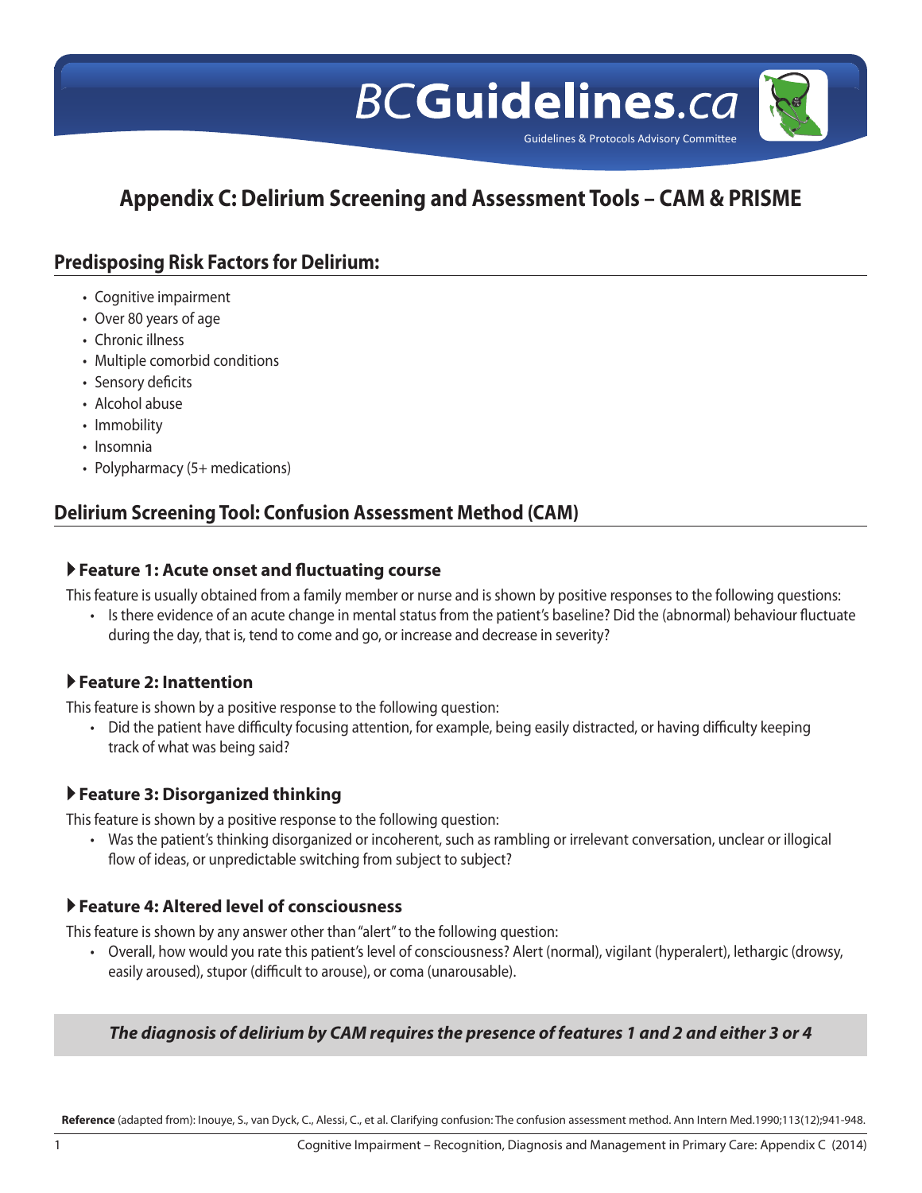# Appendix C: Delirium Screening and Assessment Tools – CAM & PRISME

## Predisposing Risk Factors for Delirium:

- Cognitive impairment
- Over 80 years of age
- Chronic illness
- Multiple comorbid conditions
- Sensory deficits
- Alcohol abuse
- Immobility
- Insomnia
- Polypharmacy (5+ medications)

## Delirium Screening Tool: Confusion Assessment Method (CAM)

### Feature 1: Acute onset and fluctuating course

This feature is usually obtained from a family member or nurse and is shown by positive responses to the following questions:

- Is there evidence of an acute change in mental status from the patient's baseline? Did the (abnormal) behaviour fluctuate during the day, that is, tend to come and go, or increase and decrease in severity?

### Feature 2: Inattention

This feature is shown by a positive response to the following question:

- Did the patient have difficulty focusing attention, for example, being easily distracted, or having difficulty keeping track of what was being said?

### Feature 3: Disorganized thinking

This feature is shown by a positive response to the following question:

- Was the patient's thinking disorganized or incoherent, such as rambling or irrelevant conversation, unclear or illogical flow of ideas, or unpredictable switching from subject to subject?

### Feature 4: Altered level of consciousness

This feature is shown by any answer other than "alert" to the following question:

- Overall, how would you rate this patient's level of consciousness? Alert (normal), vigilant (hyperalert), lethargic (drowsy, easily aroused), stupor (difficult to arouse), or coma (unarousable).

***The diagnosis of delirium by CAM requires the presence of features 1 and 2 and either 3 or 4***

**Reference** (adapted from): Inouye, S., van Dyck, C., Alessi, C., et al. Clarifying confusion: The confusion assessment method. Ann Intern Med.1990;113(12);941-948.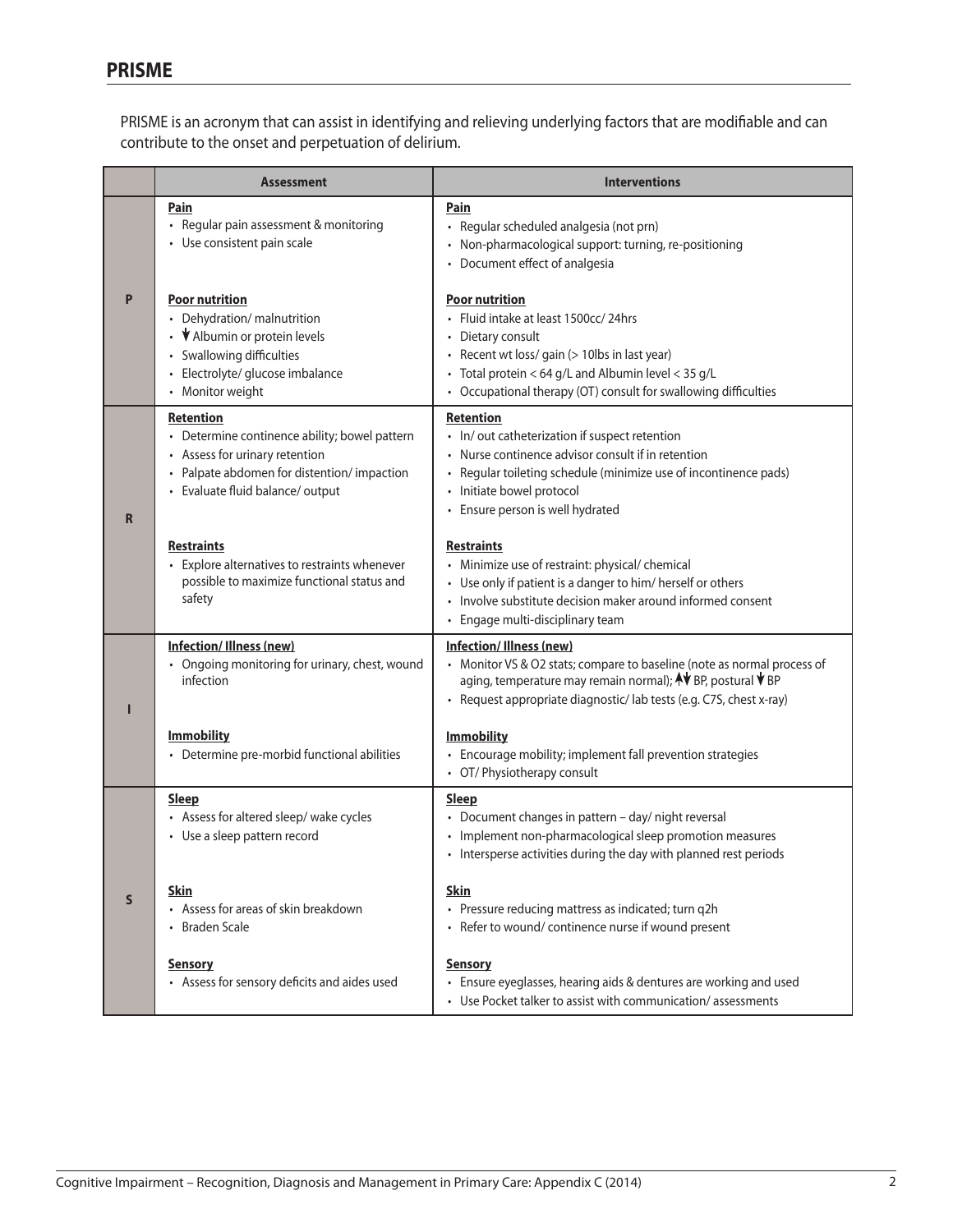## PRISME

PRISME is an acronym that can assist in identifying and relieving underlying factors that are modifiable and can contribute to the onset and perpetuation of delirium.

| | Assessment | Interventions |
|---|---|---|
| **P** | **Pain**<br>• Regular pain assessment & monitoring<br>• Use consistent pain scale | **Pain**<br>• Regular scheduled analgesia (not prn)<br>• Non-pharmacological support: turning, re-positioning<br>• Document effect of analgesia |
| | **Poor nutrition**<br>• Dehydration/ malnutrition<br>• ↓ Albumin or protein levels<br>• Swallowing difficulties<br>• Electrolyte/ glucose imbalance<br>• Monitor weight | **Poor nutrition**<br>• Fluid intake at least 1500cc/ 24hrs<br>• Dietary consult<br>• Recent wt loss/ gain (> 10lbs in last year)<br>• Total protein < 64 g/L and Albumin level < 35 g/L<br>• Occupational therapy (OT) consult for swallowing difficulties |
| **R** | **Retention**<br>• Determine continence ability; bowel pattern<br>• Assess for urinary retention<br>• Palpate abdomen for distention/ impaction<br>• Evaluate fluid balance/ output | **Retention**<br>• In/ out catheterization if suspect retention<br>• Nurse continence advisor consult if in retention<br>• Regular toileting schedule (minimize use of incontinence pads)<br>• Initiate bowel protocol<br>• Ensure person is well hydrated |
| | **Restraints**<br>• Explore alternatives to restraints whenever possible to maximize functional status and safety | **Restraints**<br>• Minimize use of restraint: physical/ chemical<br>• Use only if patient is a danger to him/ herself or others<br>• Involve substitute decision maker around informed consent<br>• Engage multi-disciplinary team |
| **I** | **Infection/ Illness (new)**<br>• Ongoing monitoring for urinary, chest, wound infection | **Infection/ Illness (new)**<br>• Monitor VS & O2 stats; compare to baseline (note as normal process of aging, temperature may remain normal); ↑↓ BP, postural ↓ BP<br>• Request appropriate diagnostic/ lab tests (e.g. C7S, chest x-ray) |
| | **Immobility**<br>• Determine pre-morbid functional abilities | **Immobility**<br>• Encourage mobility; implement fall prevention strategies<br>• OT/ Physiotherapy consult |
| **S** | **Sleep**<br>• Assess for altered sleep/ wake cycles<br>• Use a sleep pattern record | **Sleep**<br>• Document changes in pattern – day/ night reversal<br>• Implement non-pharmacological sleep promotion measures<br>• Intersperse activities during the day with planned rest periods |
| | **Skin**<br>• Assess for areas of skin breakdown<br>• Braden Scale | **Skin**<br>• Pressure reducing mattress as indicated; turn q2h<br>• Refer to wound/ continence nurse if wound present |
| | **Sensory**<br>• Assess for sensory deficits and aides used | **Sensory**<br>• Ensure eyeglasses, hearing aids & dentures are working and used<br>• Use Pocket talker to assist with communication/ assessments |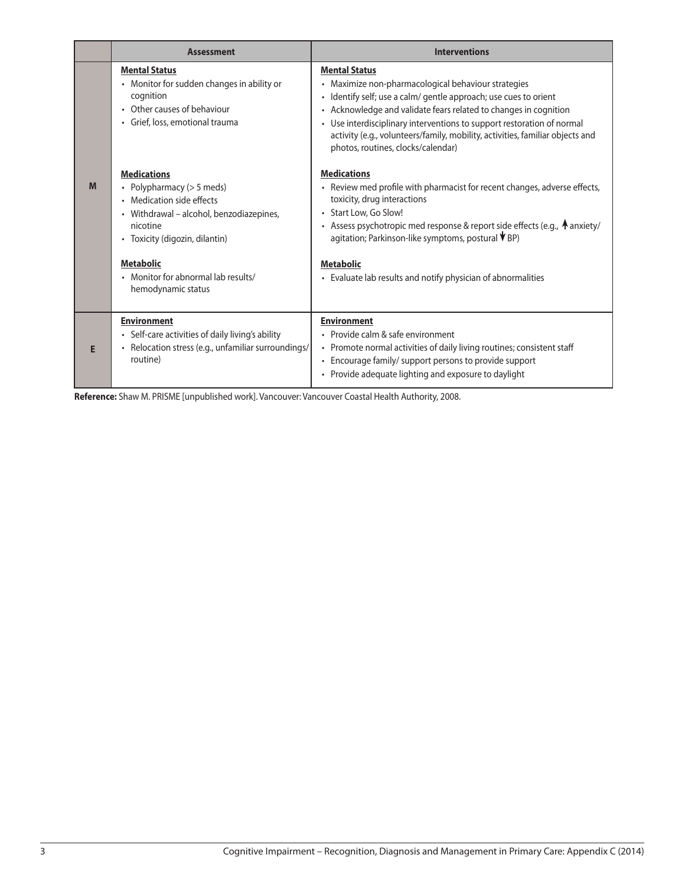| | Assessment | Interventions |
|---|---|---|
| M | **Mental Status**<br>• Monitor for sudden changes in ability or cognition<br>• Other causes of behaviour<br>• Grief, loss, emotional trauma | **Mental Status**<br>• Maximize non-pharmacological behaviour strategies<br>• Identify self; use a calm/ gentle approach; use cues to orient<br>• Acknowledge and validate fears related to changes in cognition<br>• Use interdisciplinary interventions to support restoration of normal activity (e.g., volunteers/family, mobility, activities, familiar objects and photos, routines, clocks/calendar) |
| | **Medications**<br>• Polypharmacy (> 5 meds)<br>• Medication side effects<br>• Withdrawal – alcohol, benzodiazepines, nicotine<br>• Toxicity (digozin, dilantin) | **Medications**<br>• Review med profile with pharmacist for recent changes, adverse effects, toxicity, drug interactions<br>• Start Low, Go Slow!<br>• Assess psychotropic med response & report side effects (e.g., ↑ anxiety/ agitation; Parkinson-like symptoms, postural ↓ BP) |
| | **Metabolic**<br>• Monitor for abnormal lab results/ hemodynamic status | **Metabolic**<br>• Evaluate lab results and notify physician of abnormalities |
| E | **Environment**<br>• Self-care activities of daily living's ability<br>• Relocation stress (e.g., unfamiliar surroundings/ routine) | **Environment**<br>• Provide calm & safe environment<br>• Promote normal activities of daily living routines; consistent staff<br>• Encourage family/ support persons to provide support<br>• Provide adequate lighting and exposure to daylight |

**Reference:** Shaw M. PRISME [unpublished work]. Vancouver: Vancouver Coastal Health Authority, 2008.